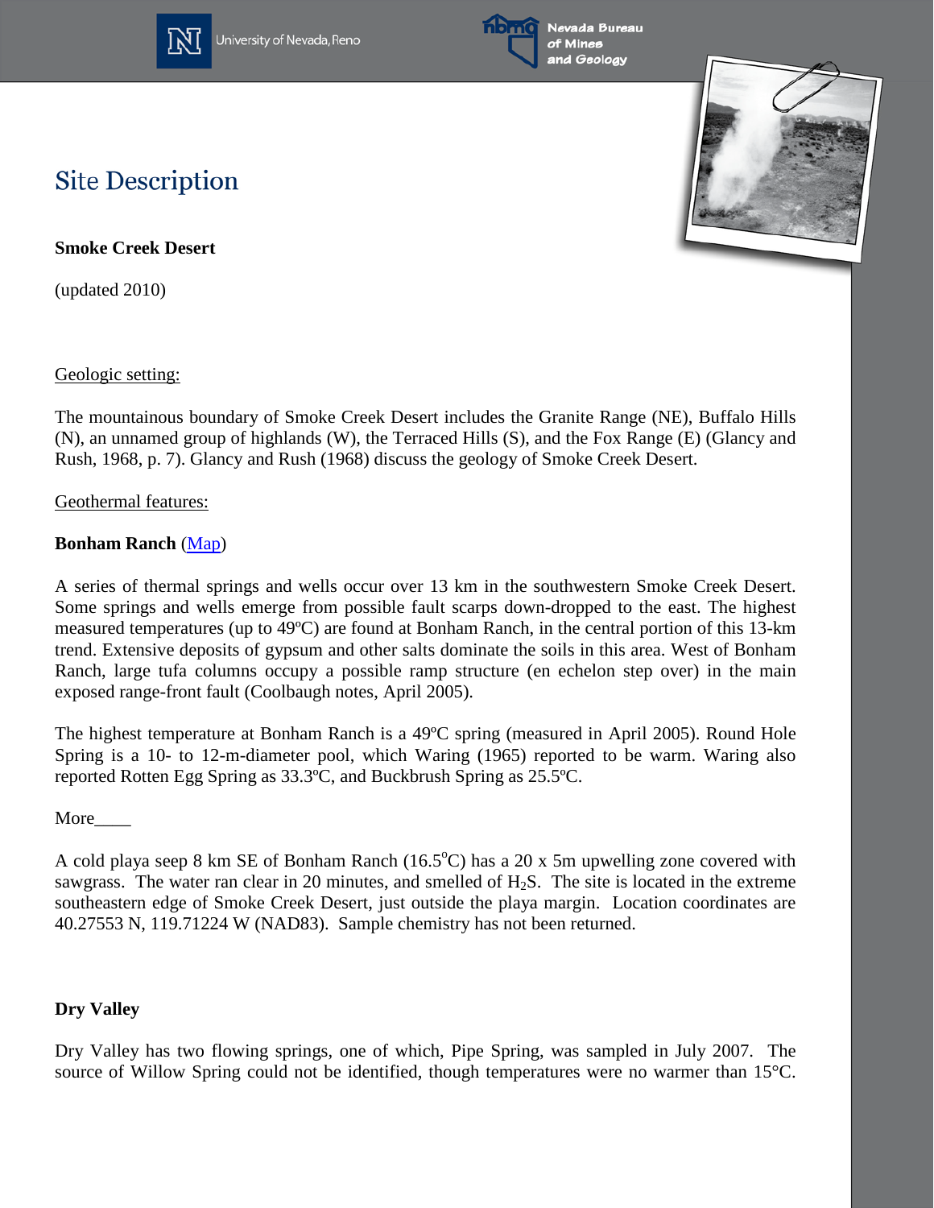# Site Description

**Smoke Creek Desert**

(updated 2010)

Geologic setting:

The mountainous boundary of Smoke Creek Desert includes the Granite Range (NE), Buffalo Hills (N), an unnamed group of highlands (W), the Terraced Hills (S), and the Fox Range (E) (Glancy and Rush, 1968, p. 7). Glancy and Rush (1968) discuss the geology of Smoke Creek Desert.

Geothermal features:

**Bonham Ranch** (Map)

A series of thermal springs and wells occur over 13 km in the southwestern Smoke Creek Desert. Some springs and wells emerge from possible fault scarps down-dropped to the east. The highest measured temperatures (up to 49ºC) are found at Bonham Ranch, in the central portion of this 13-km trend. Extensive deposits of gypsum and other salts dominate the soils in this area. West of Bonham Ranch, large tufa columns occupy a possible ramp structure (en echelon step over) in the main exposed range-front fault (Coolbaugh notes, April 2005).

The highest temperature at Bonham Ranch is a 49ºC spring (measured in April 2005). Round Hole Spring is a 10- to 12-m-diameter pool, which Waring (1965) reported to be warm. Waring also reported Rotten Egg Spring as 33.3ºC, and Buckbrush Spring as 25.5ºC.

More____

A cold playa seep 8 km SE of Bonham Ranch (16.5$^{o}$C) has a 20 x 5m upwelling zone covered with sawgrass. The water ran clear in 20 minutes, and smelled of $H_2S$. The site is located in the extreme southeastern edge of Smoke Creek Desert, just outside the playa margin. Location coordinates are 40.27553 N, 119.71224 W (NAD83). Sample chemistry has not been returned.

**Dry Valley**

Dry Valley has two flowing springs, one of which, Pipe Spring, was sampled in July 2007. The source of Willow Spring could not be identified, though temperatures were no warmer than 15°C.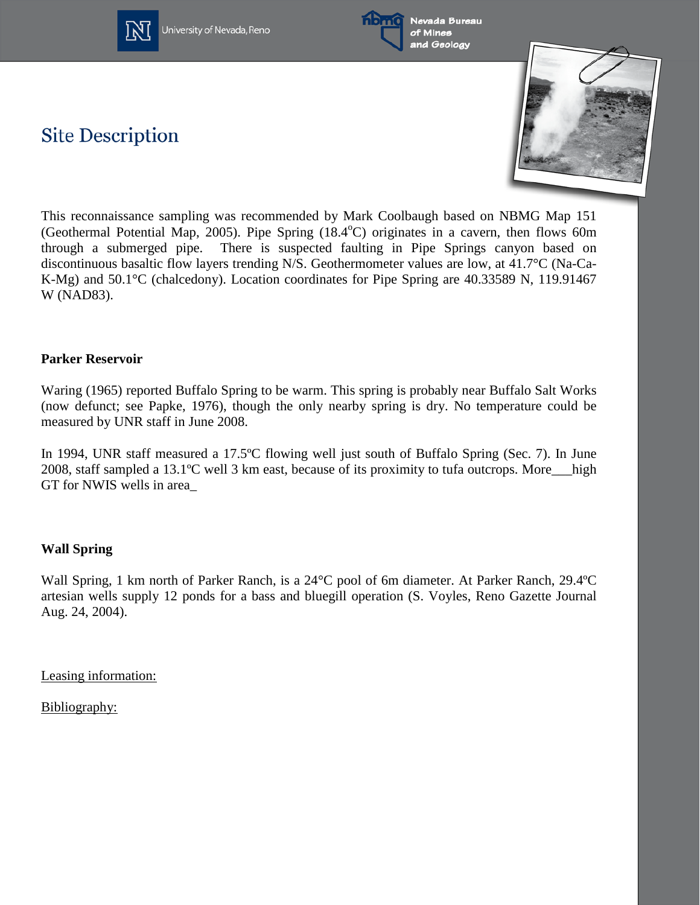## Site Description

This reconnaissance sampling was recommended by Mark Coolbaugh based on NBMG Map 151 (Geothermal Potential Map, 2005). Pipe Spring (18.4$^{o}$C) originates in a cavern, then flows 60m through a submerged pipe. There is suspected faulting in Pipe Springs canyon based on discontinuous basaltic flow layers trending N/S. Geothermometer values are low, at 41.7°C (Na-Ca-K-Mg) and 50.1°C (chalcedony). Location coordinates for Pipe Spring are 40.33589 N, 119.91467 W (NAD83).

**Parker Reservoir**

Waring (1965) reported Buffalo Spring to be warm. This spring is probably near Buffalo Salt Works (now defunct; see Papke, 1976), though the only nearby spring is dry. No temperature could be measured by UNR staff in June 2008.

In 1994, UNR staff measured a 17.5ºC flowing well just south of Buffalo Spring (Sec. 7). In June 2008, staff sampled a 13.1ºC well 3 km east, because of its proximity to tufa outcrops. More___high GT for NWIS wells in area_

**Wall Spring**

Wall Spring, 1 km north of Parker Ranch, is a 24°C pool of 6m diameter. At Parker Ranch, 29.4ºC artesian wells supply 12 ponds for a bass and bluegill operation (S. Voyles, Reno Gazette Journal Aug. 24, 2004).

<u>Leasing information:</u>

<u>Bibliography:</u>